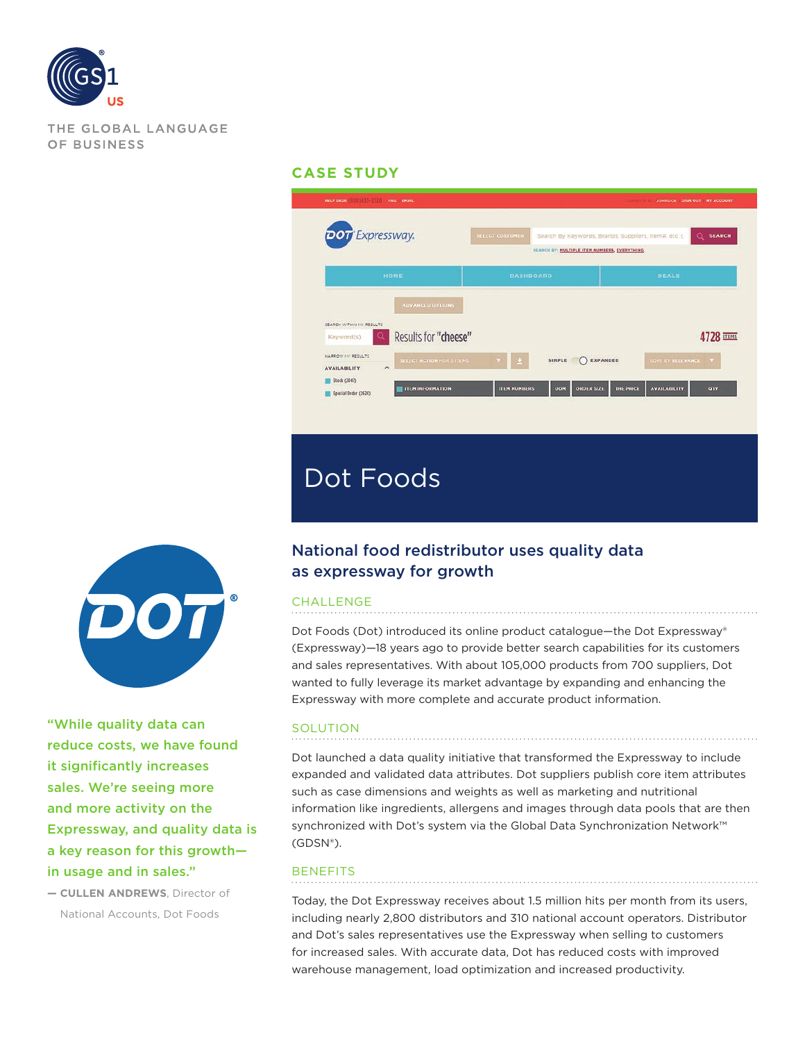GS1 US

THE GLOBAL LANGUAGE OF BUSINESS

CASE STUDY

# Dot Foods

## National food redistributor uses quality data as expressway for growth

### CHALLENGE

Dot Foods (Dot) introduced its online product catalogue—the Dot Expressway® (Expressway)—18 years ago to provide better search capabilities for its customers and sales representatives. With about 105,000 products from 700 suppliers, Dot wanted to fully leverage its market advantage by expanding and enhancing the Expressway with more complete and accurate product information.

### SOLUTION

Dot launched a data quality initiative that transformed the Expressway to include expanded and validated data attributes. Dot suppliers publish core item attributes such as case dimensions and weights as well as marketing and nutritional information like ingredients, allergens and images through data pools that are then synchronized with Dot's system via the Global Data Synchronization Network™ (GDSN®).

### BENEFITS

Today, the Dot Expressway receives about 1.5 million hits per month from its users, including nearly 2,800 distributors and 310 national account operators. Distributor and Dot's sales representatives use the Expressway when selling to customers for increased sales. With accurate data, Dot has reduced costs with improved warehouse management, load optimization and increased productivity.

"While quality data can reduce costs, we have found it significantly increases sales. We're seeing more and more activity on the Expressway, and quality data is a key reason for this growth—in usage and in sales."

— **CULLEN ANDREWS**, Director of National Accounts, Dot Foods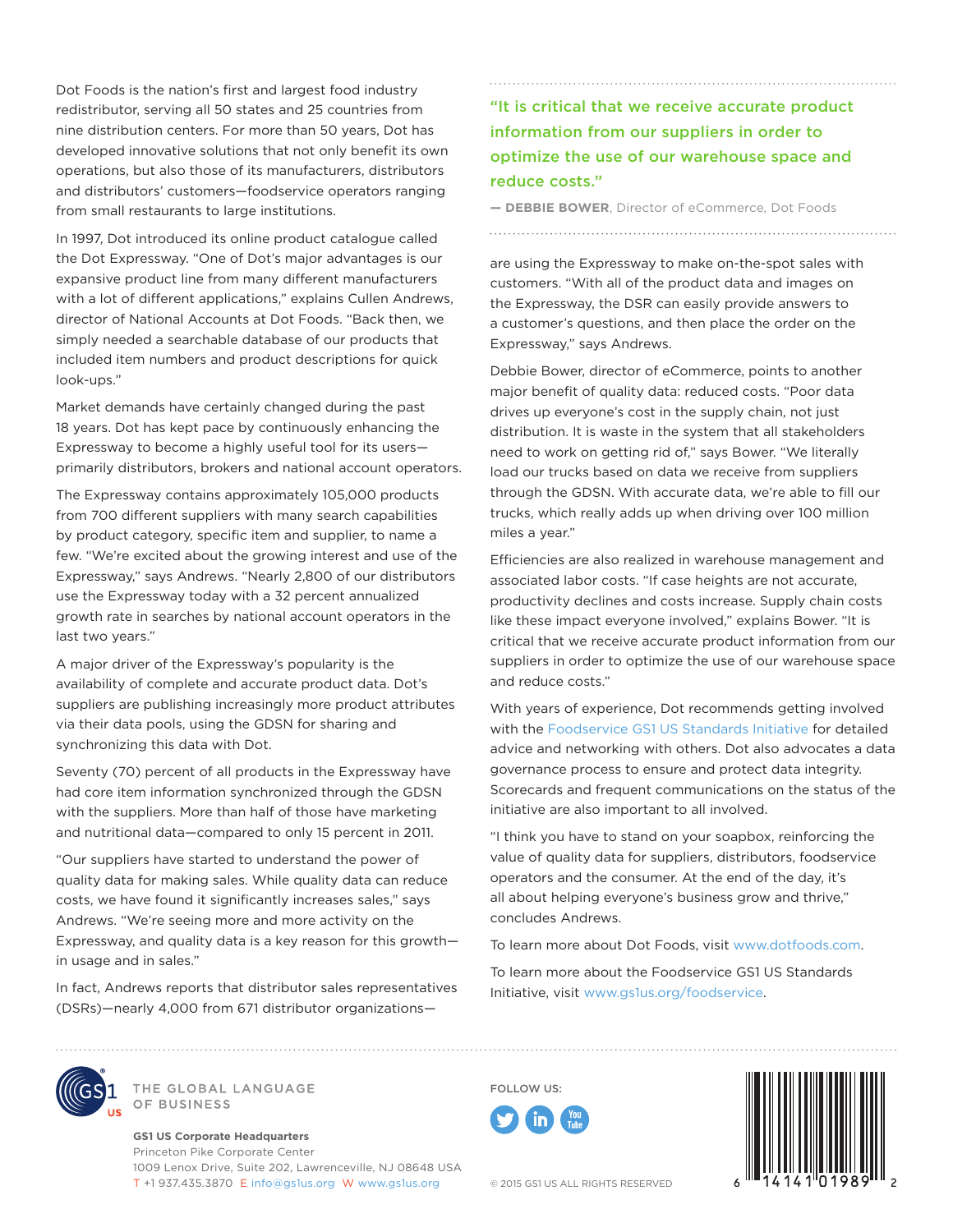Dot Foods is the nation's first and largest food industry redistributor, serving all 50 states and 25 countries from nine distribution centers. For more than 50 years, Dot has developed innovative solutions that not only benefit its own operations, but also those of its manufacturers, distributors and distributors' customers—foodservice operators ranging from small restaurants to large institutions.

In 1997, Dot introduced its online product catalogue called the Dot Expressway. "One of Dot's major advantages is our expansive product line from many different manufacturers with a lot of different applications," explains Cullen Andrews, director of National Accounts at Dot Foods. "Back then, we simply needed a searchable database of our products that included item numbers and product descriptions for quick look-ups."

Market demands have certainly changed during the past 18 years. Dot has kept pace by continuously enhancing the Expressway to become a highly useful tool for its users—primarily distributors, brokers and national account operators.

The Expressway contains approximately 105,000 products from 700 different suppliers with many search capabilities by product category, specific item and supplier, to name a few. "We're excited about the growing interest and use of the Expressway," says Andrews. "Nearly 2,800 of our distributors use the Expressway today with a 32 percent annualized growth rate in searches by national account operators in the last two years."

A major driver of the Expressway's popularity is the availability of complete and accurate product data. Dot's suppliers are publishing increasingly more product attributes via their data pools, using the GDSN for sharing and synchronizing this data with Dot.

Seventy (70) percent of all products in the Expressway have had core item information synchronized through the GDSN with the suppliers. More than half of those have marketing and nutritional data—compared to only 15 percent in 2011.

"Our suppliers have started to understand the power of quality data for making sales. While quality data can reduce costs, we have found it significantly increases sales," says Andrews. "We're seeing more and more activity on the Expressway, and quality data is a key reason for this growth—in usage and in sales."

In fact, Andrews reports that distributor sales representatives (DSRs)—nearly 4,000 from 671 distributor organizations—are using the Expressway to make on-the-spot sales with customers. "With all of the product data and images on the Expressway, the DSR can easily provide answers to a customer's questions, and then place the order on the Expressway," says Andrews.

> "It is critical that we receive accurate product information from our suppliers in order to optimize the use of our warehouse space and reduce costs."
>
> — **DEBBIE BOWER**, Director of eCommerce, Dot Foods

Debbie Bower, director of eCommerce, points to another major benefit of quality data: reduced costs. "Poor data drives up everyone's cost in the supply chain, not just distribution. It is waste in the system that all stakeholders need to work on getting rid of," says Bower. "We literally load our trucks based on data we receive from suppliers through the GDSN. With accurate data, we're able to fill our trucks, which really adds up when driving over 100 million miles a year."

Efficiencies are also realized in warehouse management and associated labor costs. "If case heights are not accurate, productivity declines and costs increase. Supply chain costs like these impact everyone involved," explains Bower. "It is critical that we receive accurate product information from our suppliers in order to optimize the use of our warehouse space and reduce costs."

With years of experience, Dot recommends getting involved with the Foodservice GS1 US Standards Initiative for detailed advice and networking with others. Dot also advocates a data governance process to ensure and protect data integrity. Scorecards and frequent communications on the status of the initiative are also important to all involved.

"I think you have to stand on your soapbox, reinforcing the value of quality data for suppliers, distributors, foodservice operators and the consumer. At the end of the day, it's all about helping everyone's business grow and thrive," concludes Andrews.

To learn more about Dot Foods, visit www.dotfoods.com.

To learn more about the Foodservice GS1 US Standards Initiative, visit www.gs1us.org/foodservice.

GS1 US — THE GLOBAL LANGUAGE OF BUSINESS

**GS1 US Corporate Headquarters**
Princeton Pike Corporate Center
1009 Lenox Drive, Suite 202, Lawrenceville, NJ 08648 USA
T +1 937.435.3870 E info@gs1us.org W www.gs1us.org

FOLLOW US:

© 2015 GS1 US ALL RIGHTS RESERVED

6 14141 01989 2